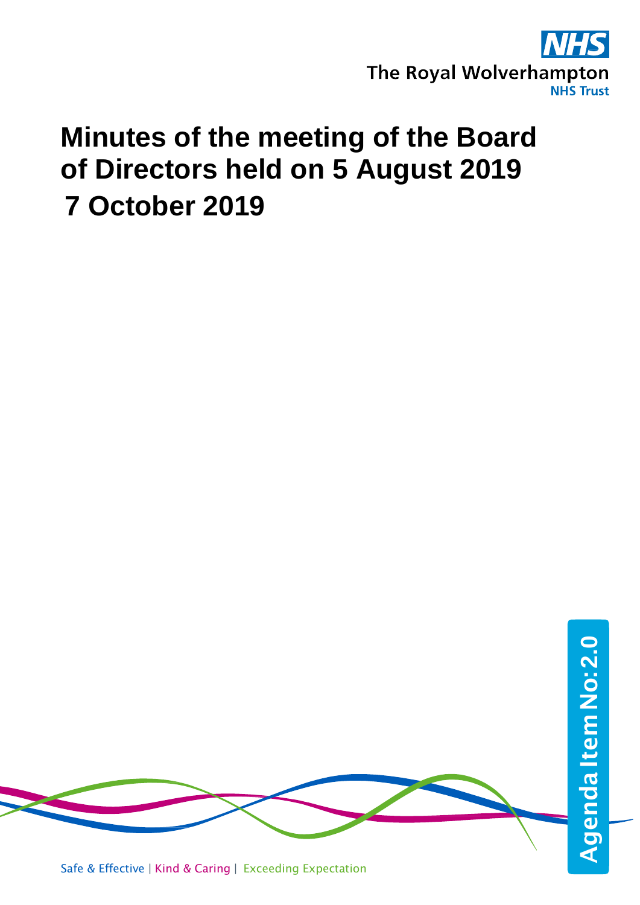The Royal Wolverhampton NHS Trust

# Minutes of the meeting of the Board of Directors held on 5 August 2019

## 7 October 2019

Agenda Item No:2.0

Safe & Effective | Kind & Caring | Exceeding Expectation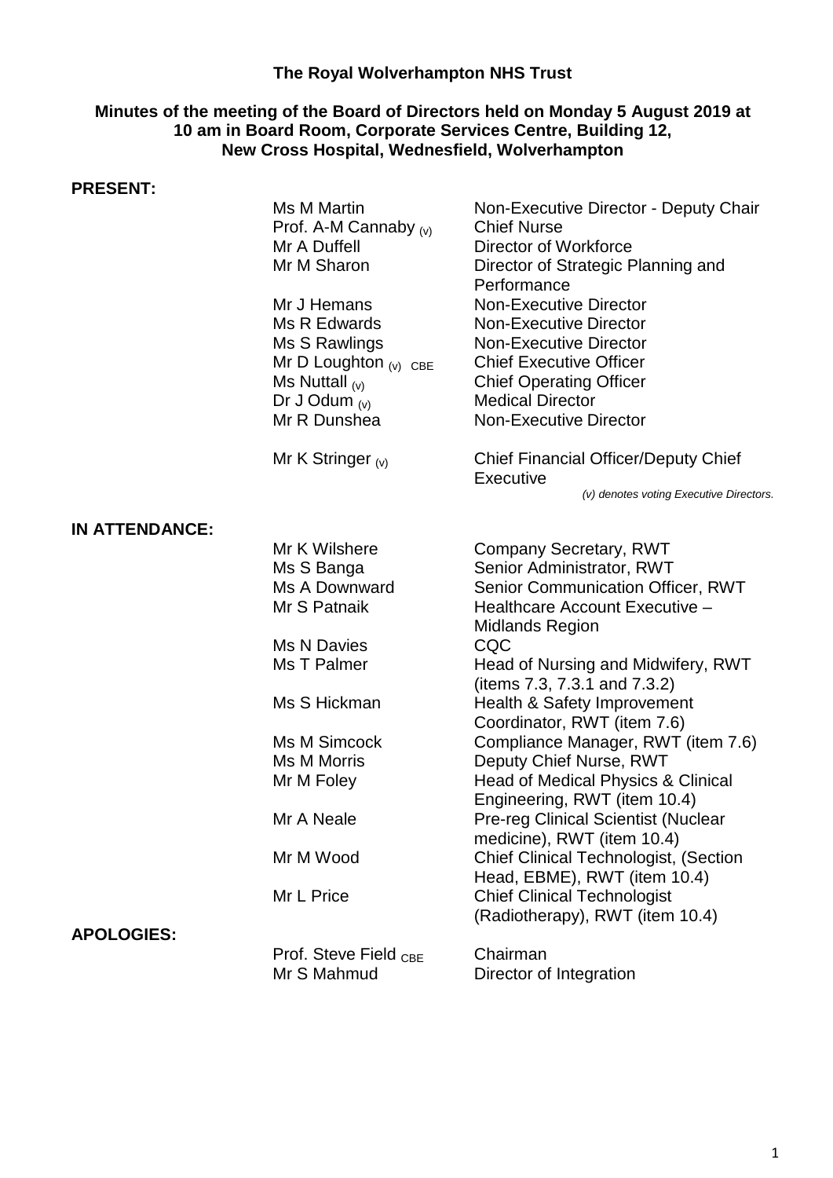**The Royal Wolverhampton NHS Trust**

**Minutes of the meeting of the Board of Directors held on Monday 5 August 2019 at 10 am in Board Room, Corporate Services Centre, Building 12, New Cross Hospital, Wednesfield, Wolverhampton**

**PRESENT:**

| | |
|---|---|
| Ms M Martin | Non-Executive Director - Deputy Chair |
| Prof. A-M Cannaby (v) | Chief Nurse |
| Mr A Duffell | Director of Workforce |
| Mr M Sharon | Director of Strategic Planning and Performance |
| Mr J Hemans | Non-Executive Director |
| Ms R Edwards | Non-Executive Director |
| Ms S Rawlings | Non-Executive Director |
| Mr D Loughton (v) CBE | Chief Executive Officer |
| Ms Nuttall (v) | Chief Operating Officer |
| Dr J Odum (v) | Medical Director |
| Mr R Dunshea | Non-Executive Director |
| Mr K Stringer (v) | Chief Financial Officer/Deputy Chief Executive |

*(v) denotes voting Executive Directors.*

**IN ATTENDANCE:**

| | |
|---|---|
| Mr K Wilshere | Company Secretary, RWT |
| Ms S Banga | Senior Administrator, RWT |
| Ms A Downward | Senior Communication Officer, RWT |
| Mr S Patnaik | Healthcare Account Executive – Midlands Region |
| Ms N Davies | CQC |
| Ms T Palmer | Head of Nursing and Midwifery, RWT (items 7.3, 7.3.1 and 7.3.2) |
| Ms S Hickman | Health & Safety Improvement Coordinator, RWT (item 7.6) |
| Ms M Simcock | Compliance Manager, RWT (item 7.6) |
| Ms M Morris | Deputy Chief Nurse, RWT |
| Mr M Foley | Head of Medical Physics & Clinical Engineering, RWT (item 10.4) |
| Mr A Neale | Pre-reg Clinical Scientist (Nuclear medicine), RWT (item 10.4) |
| Mr M Wood | Chief Clinical Technologist, (Section Head, EBME), RWT (item 10.4) |
| Mr L Price | Chief Clinical Technologist (Radiotherapy), RWT (item 10.4) |

**APOLOGIES:**

| | |
|---|---|
| Prof. Steve Field CBE | Chairman |
| Mr S Mahmud | Director of Integration |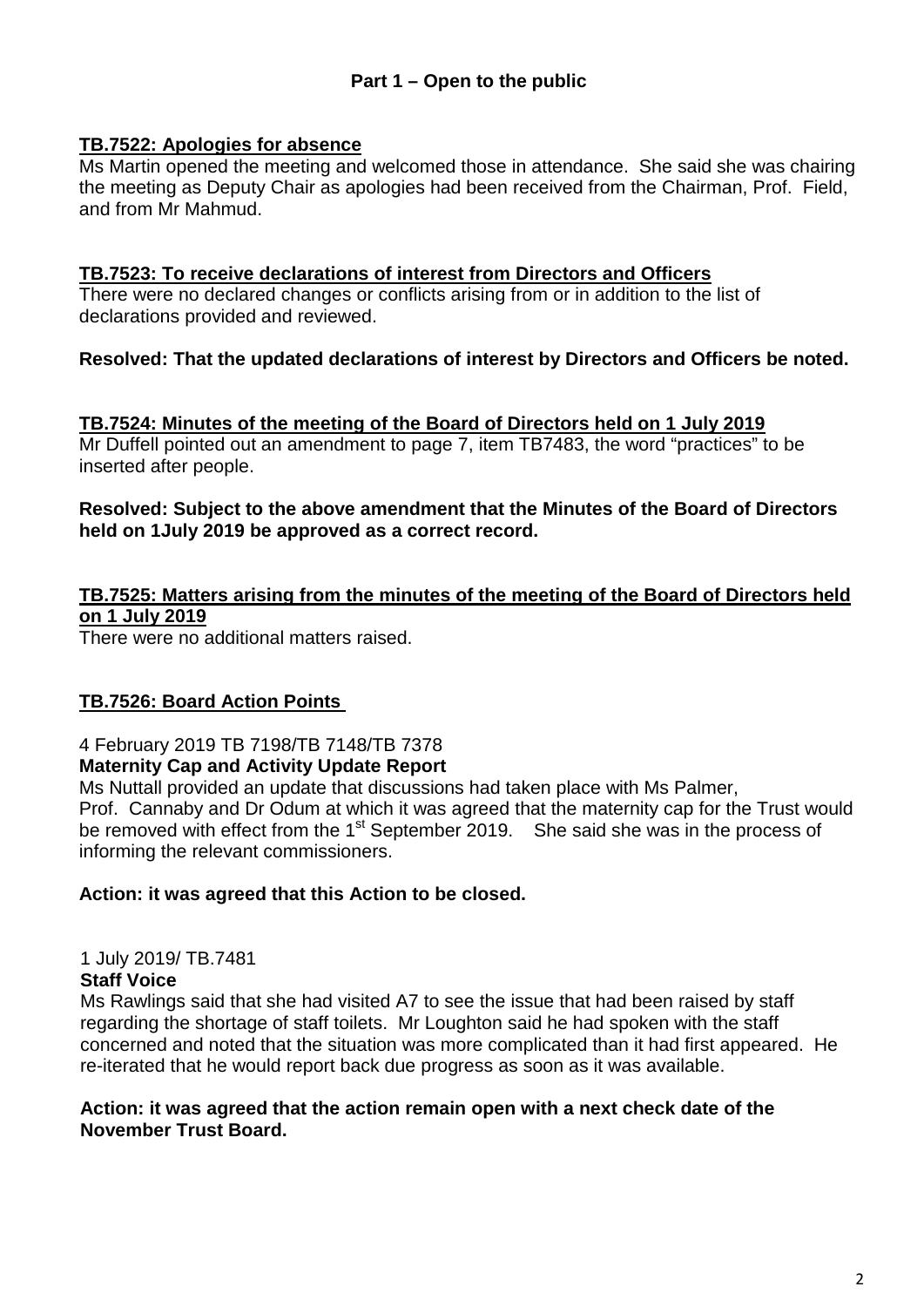## **Part 1 – Open to the public**

**TB.7522: Apologies for absence**

Ms Martin opened the meeting and welcomed those in attendance. She said she was chairing the meeting as Deputy Chair as apologies had been received from the Chairman, Prof. Field, and from Mr Mahmud.

**TB.7523: To receive declarations of interest from Directors and Officers**

There were no declared changes or conflicts arising from or in addition to the list of declarations provided and reviewed.

**Resolved: That the updated declarations of interest by Directors and Officers be noted.**

**TB.7524: Minutes of the meeting of the Board of Directors held on 1 July 2019**

Mr Duffell pointed out an amendment to page 7, item TB7483, the word "practices" to be inserted after people.

**Resolved: Subject to the above amendment that the Minutes of the Board of Directors held on 1July 2019 be approved as a correct record.**

**TB.7525: Matters arising from the minutes of the meeting of the Board of Directors held on 1 July 2019**

There were no additional matters raised.

**TB.7526: Board Action Points**

4 February 2019 TB 7198/TB 7148/TB 7378

**Maternity Cap and Activity Update Report**

Ms Nuttall provided an update that discussions had taken place with Ms Palmer, Prof. Cannaby and Dr Odum at which it was agreed that the maternity cap for the Trust would be removed with effect from the 1st September 2019. She said she was in the process of informing the relevant commissioners.

**Action: it was agreed that this Action to be closed.**

1 July 2019/ TB.7481

**Staff Voice**

Ms Rawlings said that she had visited A7 to see the issue that had been raised by staff regarding the shortage of staff toilets. Mr Loughton said he had spoken with the staff concerned and noted that the situation was more complicated than it had first appeared. He re-iterated that he would report back due progress as soon as it was available.

**Action: it was agreed that the action remain open with a next check date of the November Trust Board.**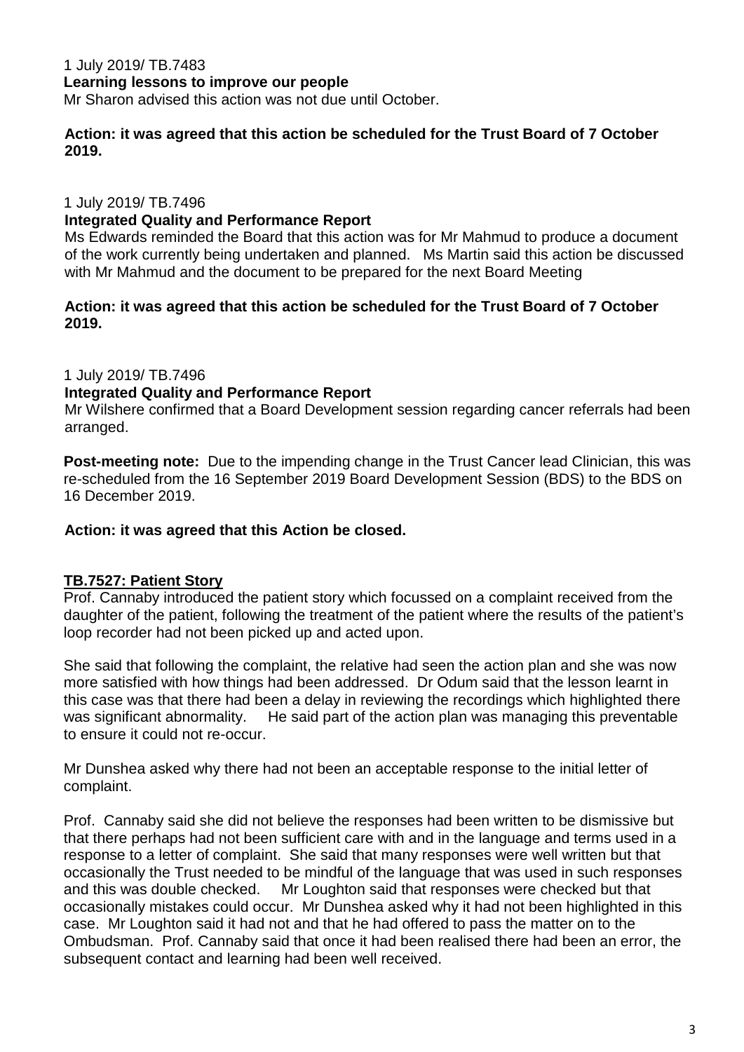1 July 2019/ TB.7483

**Learning lessons to improve our people**

Mr Sharon advised this action was not due until October.

**Action: it was agreed that this action be scheduled for the Trust Board of 7 October 2019.**

1 July 2019/ TB.7496

**Integrated Quality and Performance Report**

Ms Edwards reminded the Board that this action was for Mr Mahmud to produce a document of the work currently being undertaken and planned. Ms Martin said this action be discussed with Mr Mahmud and the document to be prepared for the next Board Meeting

**Action: it was agreed that this action be scheduled for the Trust Board of 7 October 2019.**

1 July 2019/ TB.7496

**Integrated Quality and Performance Report**

Mr Wilshere confirmed that a Board Development session regarding cancer referrals had been arranged.

**Post-meeting note:** Due to the impending change in the Trust Cancer lead Clinician, this was re-scheduled from the 16 September 2019 Board Development Session (BDS) to the BDS on 16 December 2019.

**Action: it was agreed that this Action be closed.**

**TB.7527: Patient Story**

Prof. Cannaby introduced the patient story which focussed on a complaint received from the daughter of the patient, following the treatment of the patient where the results of the patient's loop recorder had not been picked up and acted upon.

She said that following the complaint, the relative had seen the action plan and she was now more satisfied with how things had been addressed. Dr Odum said that the lesson learnt in this case was that there had been a delay in reviewing the recordings which highlighted there was significant abnormality. He said part of the action plan was managing this preventable to ensure it could not re-occur.

Mr Dunshea asked why there had not been an acceptable response to the initial letter of complaint.

Prof. Cannaby said she did not believe the responses had been written to be dismissive but that there perhaps had not been sufficient care with and in the language and terms used in a response to a letter of complaint. She said that many responses were well written but that occasionally the Trust needed to be mindful of the language that was used in such responses and this was double checked. Mr Loughton said that responses were checked but that occasionally mistakes could occur. Mr Dunshea asked why it had not been highlighted in this case. Mr Loughton said it had not and that he had offered to pass the matter on to the Ombudsman. Prof. Cannaby said that once it had been realised there had been an error, the subsequent contact and learning had been well received.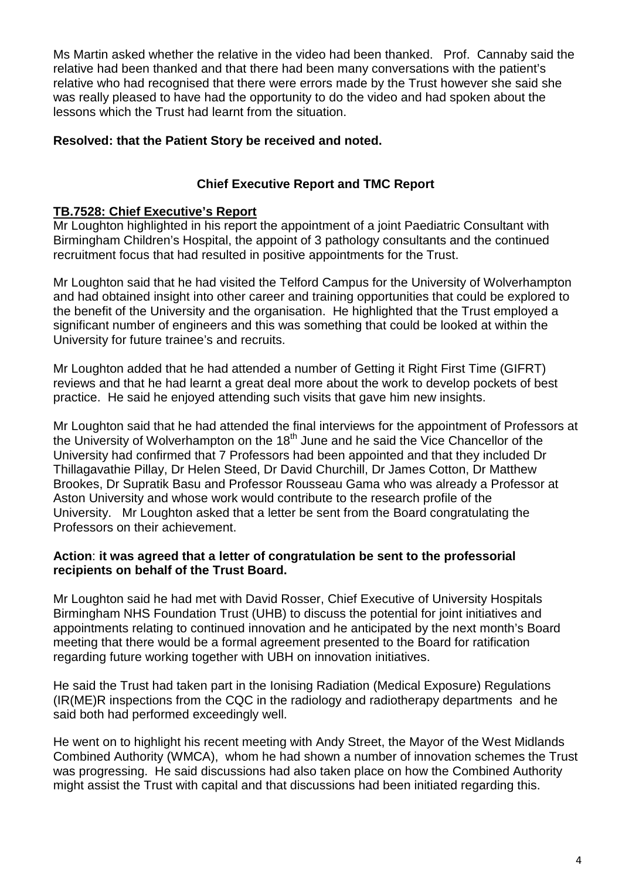Ms Martin asked whether the relative in the video had been thanked. Prof. Cannaby said the relative had been thanked and that there had been many conversations with the patient's relative who had recognised that there were errors made by the Trust however she said she was really pleased to have had the opportunity to do the video and had spoken about the lessons which the Trust had learnt from the situation.

**Resolved: that the Patient Story be received and noted.**

## Chief Executive Report and TMC Report

**TB.7528: Chief Executive's Report**

Mr Loughton highlighted in his report the appointment of a joint Paediatric Consultant with Birmingham Children's Hospital, the appoint of 3 pathology consultants and the continued recruitment focus that had resulted in positive appointments for the Trust.

Mr Loughton said that he had visited the Telford Campus for the University of Wolverhampton and had obtained insight into other career and training opportunities that could be explored to the benefit of the University and the organisation. He highlighted that the Trust employed a significant number of engineers and this was something that could be looked at within the University for future trainee's and recruits.

Mr Loughton added that he had attended a number of Getting it Right First Time (GIFRT) reviews and that he had learnt a great deal more about the work to develop pockets of best practice. He said he enjoyed attending such visits that gave him new insights.

Mr Loughton said that he had attended the final interviews for the appointment of Professors at the University of Wolverhampton on the 18th June and he said the Vice Chancellor of the University had confirmed that 7 Professors had been appointed and that they included Dr Thillagavathie Pillay, Dr Helen Steed, Dr David Churchill, Dr James Cotton, Dr Matthew Brookes, Dr Supratik Basu and Professor Rousseau Gama who was already a Professor at Aston University and whose work would contribute to the research profile of the University. Mr Loughton asked that a letter be sent from the Board congratulating the Professors on their achievement.

**Action**: **it was agreed that a letter of congratulation be sent to the professorial recipients on behalf of the Trust Board.**

Mr Loughton said he had met with David Rosser, Chief Executive of University Hospitals Birmingham NHS Foundation Trust (UHB) to discuss the potential for joint initiatives and appointments relating to continued innovation and he anticipated by the next month's Board meeting that there would be a formal agreement presented to the Board for ratification regarding future working together with UBH on innovation initiatives.

He said the Trust had taken part in the Ionising Radiation (Medical Exposure) Regulations (IR(ME)R inspections from the CQC in the radiology and radiotherapy departments and he said both had performed exceedingly well.

He went on to highlight his recent meeting with Andy Street, the Mayor of the West Midlands Combined Authority (WMCA), whom he had shown a number of innovation schemes the Trust was progressing. He said discussions had also taken place on how the Combined Authority might assist the Trust with capital and that discussions had been initiated regarding this.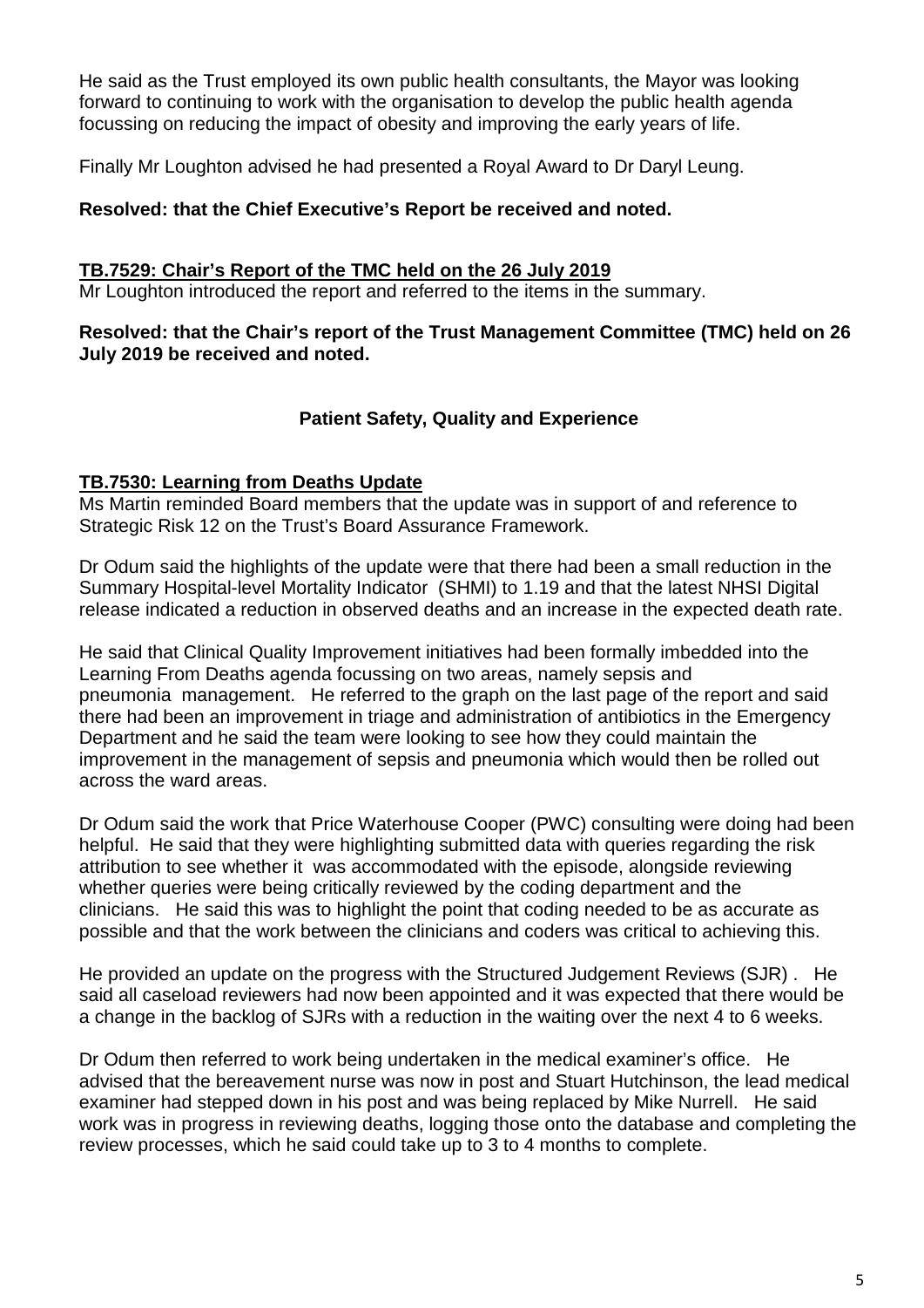He said as the Trust employed its own public health consultants, the Mayor was looking forward to continuing to work with the organisation to develop the public health agenda focussing on reducing the impact of obesity and improving the early years of life.

Finally Mr Loughton advised he had presented a Royal Award to Dr Daryl Leung.

**Resolved: that the Chief Executive's Report be received and noted.**

**TB.7529: Chair's Report of the TMC held on the 26 July 2019**

Mr Loughton introduced the report and referred to the items in the summary.

**Resolved: that the Chair's report of the Trust Management Committee (TMC) held on 26 July 2019 be received and noted.**

## Patient Safety, Quality and Experience

**TB.7530: Learning from Deaths Update**

Ms Martin reminded Board members that the update was in support of and reference to Strategic Risk 12 on the Trust's Board Assurance Framework.

Dr Odum said the highlights of the update were that there had been a small reduction in the Summary Hospital-level Mortality Indicator (SHMI) to 1.19 and that the latest NHSI Digital release indicated a reduction in observed deaths and an increase in the expected death rate.

He said that Clinical Quality Improvement initiatives had been formally imbedded into the Learning From Deaths agenda focussing on two areas, namely sepsis and pneumonia management. He referred to the graph on the last page of the report and said there had been an improvement in triage and administration of antibiotics in the Emergency Department and he said the team were looking to see how they could maintain the improvement in the management of sepsis and pneumonia which would then be rolled out across the ward areas.

Dr Odum said the work that Price Waterhouse Cooper (PWC) consulting were doing had been helpful. He said that they were highlighting submitted data with queries regarding the risk attribution to see whether it was accommodated with the episode, alongside reviewing whether queries were being critically reviewed by the coding department and the clinicians. He said this was to highlight the point that coding needed to be as accurate as possible and that the work between the clinicians and coders was critical to achieving this.

He provided an update on the progress with the Structured Judgement Reviews (SJR) . He said all caseload reviewers had now been appointed and it was expected that there would be a change in the backlog of SJRs with a reduction in the waiting over the next 4 to 6 weeks.

Dr Odum then referred to work being undertaken in the medical examiner's office. He advised that the bereavement nurse was now in post and Stuart Hutchinson, the lead medical examiner had stepped down in his post and was being replaced by Mike Nurrell. He said work was in progress in reviewing deaths, logging those onto the database and completing the review processes, which he said could take up to 3 to 4 months to complete.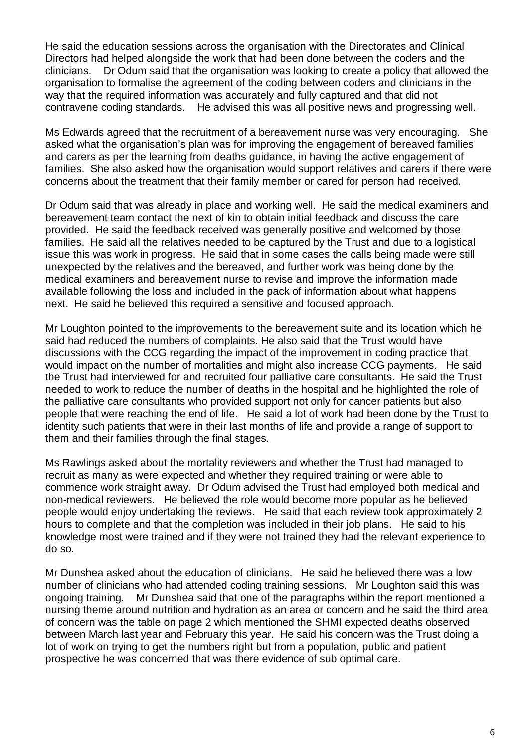He said the education sessions across the organisation with the Directorates and Clinical Directors had helped alongside the work that had been done between the coders and the clinicians. Dr Odum said that the organisation was looking to create a policy that allowed the organisation to formalise the agreement of the coding between coders and clinicians in the way that the required information was accurately and fully captured and that did not contravene coding standards. He advised this was all positive news and progressing well.

Ms Edwards agreed that the recruitment of a bereavement nurse was very encouraging. She asked what the organisation's plan was for improving the engagement of bereaved families and carers as per the learning from deaths guidance, in having the active engagement of families. She also asked how the organisation would support relatives and carers if there were concerns about the treatment that their family member or cared for person had received.

Dr Odum said that was already in place and working well. He said the medical examiners and bereavement team contact the next of kin to obtain initial feedback and discuss the care provided. He said the feedback received was generally positive and welcomed by those families. He said all the relatives needed to be captured by the Trust and due to a logistical issue this was work in progress. He said that in some cases the calls being made were still unexpected by the relatives and the bereaved, and further work was being done by the medical examiners and bereavement nurse to revise and improve the information made available following the loss and included in the pack of information about what happens next. He said he believed this required a sensitive and focused approach.

Mr Loughton pointed to the improvements to the bereavement suite and its location which he said had reduced the numbers of complaints. He also said that the Trust would have discussions with the CCG regarding the impact of the improvement in coding practice that would impact on the number of mortalities and might also increase CCG payments. He said the Trust had interviewed for and recruited four palliative care consultants. He said the Trust needed to work to reduce the number of deaths in the hospital and he highlighted the role of the palliative care consultants who provided support not only for cancer patients but also people that were reaching the end of life. He said a lot of work had been done by the Trust to identity such patients that were in their last months of life and provide a range of support to them and their families through the final stages.

Ms Rawlings asked about the mortality reviewers and whether the Trust had managed to recruit as many as were expected and whether they required training or were able to commence work straight away. Dr Odum advised the Trust had employed both medical and non-medical reviewers. He believed the role would become more popular as he believed people would enjoy undertaking the reviews. He said that each review took approximately 2 hours to complete and that the completion was included in their job plans. He said to his knowledge most were trained and if they were not trained they had the relevant experience to do so.

Mr Dunshea asked about the education of clinicians. He said he believed there was a low number of clinicians who had attended coding training sessions. Mr Loughton said this was ongoing training. Mr Dunshea said that one of the paragraphs within the report mentioned a nursing theme around nutrition and hydration as an area or concern and he said the third area of concern was the table on page 2 which mentioned the SHMI expected deaths observed between March last year and February this year. He said his concern was the Trust doing a lot of work on trying to get the numbers right but from a population, public and patient prospective he was concerned that was there evidence of sub optimal care.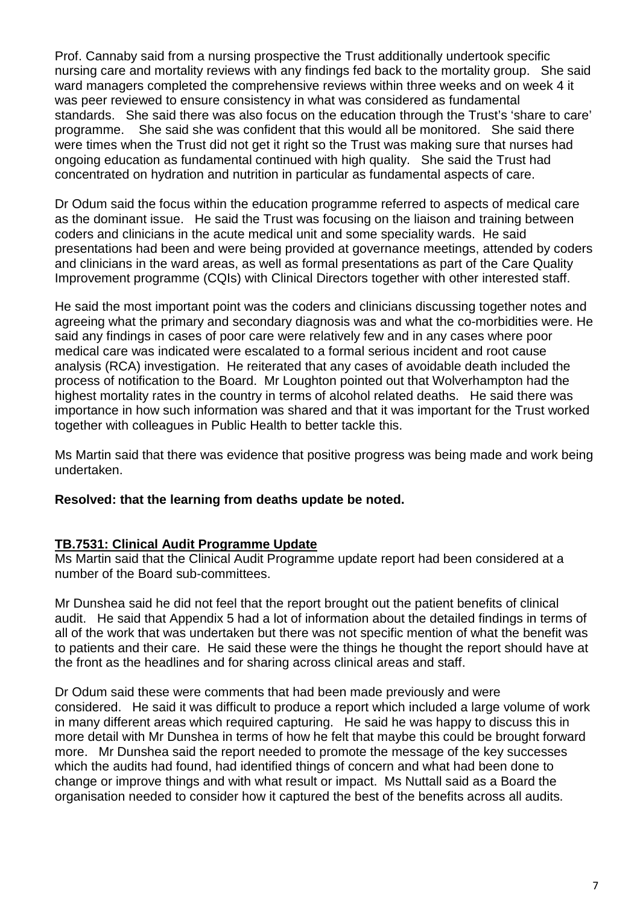Prof. Cannaby said from a nursing prospective the Trust additionally undertook specific nursing care and mortality reviews with any findings fed back to the mortality group. She said ward managers completed the comprehensive reviews within three weeks and on week 4 it was peer reviewed to ensure consistency in what was considered as fundamental standards. She said there was also focus on the education through the Trust's 'share to care' programme. She said she was confident that this would all be monitored. She said there were times when the Trust did not get it right so the Trust was making sure that nurses had ongoing education as fundamental continued with high quality. She said the Trust had concentrated on hydration and nutrition in particular as fundamental aspects of care.

Dr Odum said the focus within the education programme referred to aspects of medical care as the dominant issue. He said the Trust was focusing on the liaison and training between coders and clinicians in the acute medical unit and some speciality wards. He said presentations had been and were being provided at governance meetings, attended by coders and clinicians in the ward areas, as well as formal presentations as part of the Care Quality Improvement programme (CQIs) with Clinical Directors together with other interested staff.

He said the most important point was the coders and clinicians discussing together notes and agreeing what the primary and secondary diagnosis was and what the co-morbidities were. He said any findings in cases of poor care were relatively few and in any cases where poor medical care was indicated were escalated to a formal serious incident and root cause analysis (RCA) investigation. He reiterated that any cases of avoidable death included the process of notification to the Board. Mr Loughton pointed out that Wolverhampton had the highest mortality rates in the country in terms of alcohol related deaths. He said there was importance in how such information was shared and that it was important for the Trust worked together with colleagues in Public Health to better tackle this.

Ms Martin said that there was evidence that positive progress was being made and work being undertaken.

**Resolved: that the learning from deaths update be noted.**

## TB.7531: Clinical Audit Programme Update

Ms Martin said that the Clinical Audit Programme update report had been considered at a number of the Board sub-committees.

Mr Dunshea said he did not feel that the report brought out the patient benefits of clinical audit. He said that Appendix 5 had a lot of information about the detailed findings in terms of all of the work that was undertaken but there was not specific mention of what the benefit was to patients and their care. He said these were the things he thought the report should have at the front as the headlines and for sharing across clinical areas and staff.

Dr Odum said these were comments that had been made previously and were considered. He said it was difficult to produce a report which included a large volume of work in many different areas which required capturing. He said he was happy to discuss this in more detail with Mr Dunshea in terms of how he felt that maybe this could be brought forward more. Mr Dunshea said the report needed to promote the message of the key successes which the audits had found, had identified things of concern and what had been done to change or improve things and with what result or impact. Ms Nuttall said as a Board the organisation needed to consider how it captured the best of the benefits across all audits.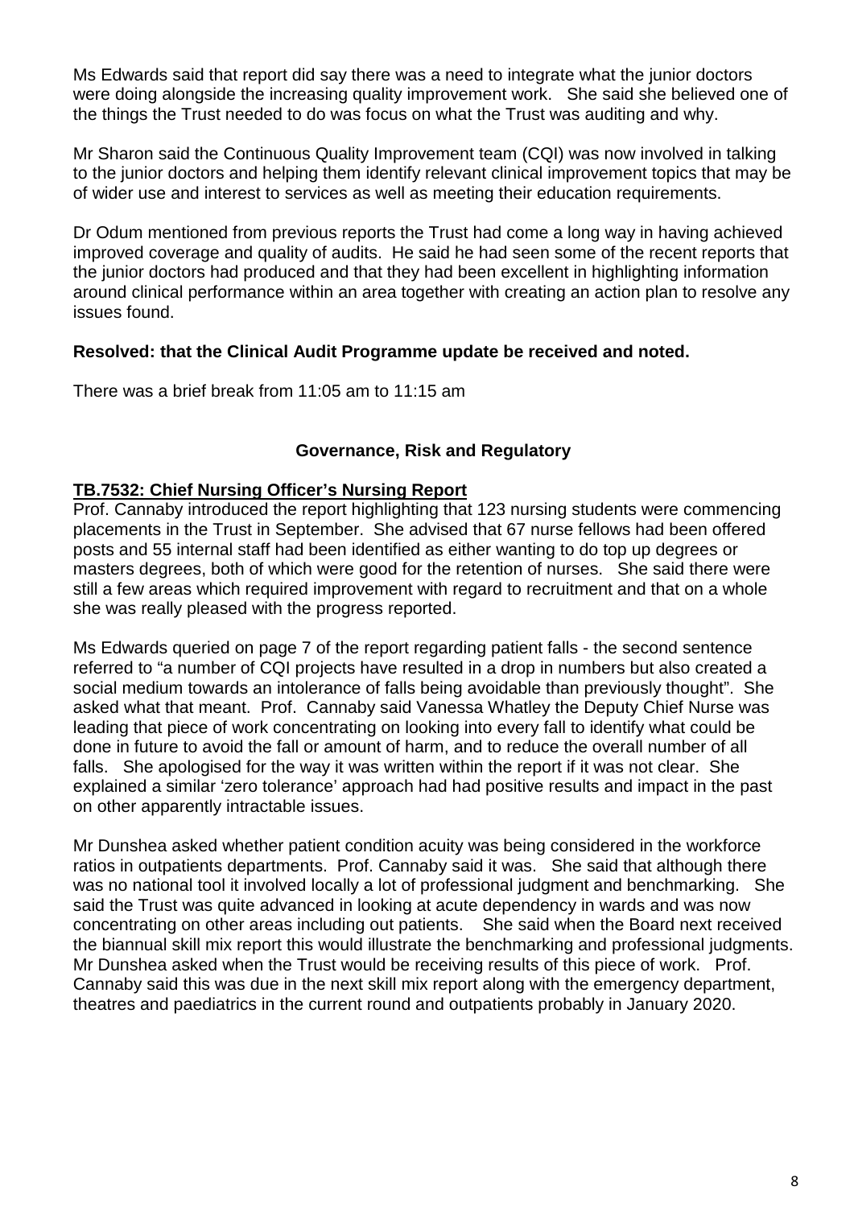Ms Edwards said that report did say there was a need to integrate what the junior doctors were doing alongside the increasing quality improvement work. She said she believed one of the things the Trust needed to do was focus on what the Trust was auditing and why.

Mr Sharon said the Continuous Quality Improvement team (CQI) was now involved in talking to the junior doctors and helping them identify relevant clinical improvement topics that may be of wider use and interest to services as well as meeting their education requirements.

Dr Odum mentioned from previous reports the Trust had come a long way in having achieved improved coverage and quality of audits. He said he had seen some of the recent reports that the junior doctors had produced and that they had been excellent in highlighting information around clinical performance within an area together with creating an action plan to resolve any issues found.

**Resolved: that the Clinical Audit Programme update be received and noted.**

There was a brief break from 11:05 am to 11:15 am

## Governance, Risk and Regulatory

### TB.7532: Chief Nursing Officer's Nursing Report

Prof. Cannaby introduced the report highlighting that 123 nursing students were commencing placements in the Trust in September. She advised that 67 nurse fellows had been offered posts and 55 internal staff had been identified as either wanting to do top up degrees or masters degrees, both of which were good for the retention of nurses. She said there were still a few areas which required improvement with regard to recruitment and that on a whole she was really pleased with the progress reported.

Ms Edwards queried on page 7 of the report regarding patient falls - the second sentence referred to "a number of CQI projects have resulted in a drop in numbers but also created a social medium towards an intolerance of falls being avoidable than previously thought". She asked what that meant. Prof. Cannaby said Vanessa Whatley the Deputy Chief Nurse was leading that piece of work concentrating on looking into every fall to identify what could be done in future to avoid the fall or amount of harm, and to reduce the overall number of all falls. She apologised for the way it was written within the report if it was not clear. She explained a similar 'zero tolerance' approach had had positive results and impact in the past on other apparently intractable issues.

Mr Dunshea asked whether patient condition acuity was being considered in the workforce ratios in outpatients departments. Prof. Cannaby said it was. She said that although there was no national tool it involved locally a lot of professional judgment and benchmarking. She said the Trust was quite advanced in looking at acute dependency in wards and was now concentrating on other areas including out patients. She said when the Board next received the biannual skill mix report this would illustrate the benchmarking and professional judgments. Mr Dunshea asked when the Trust would be receiving results of this piece of work. Prof. Cannaby said this was due in the next skill mix report along with the emergency department, theatres and paediatrics in the current round and outpatients probably in January 2020.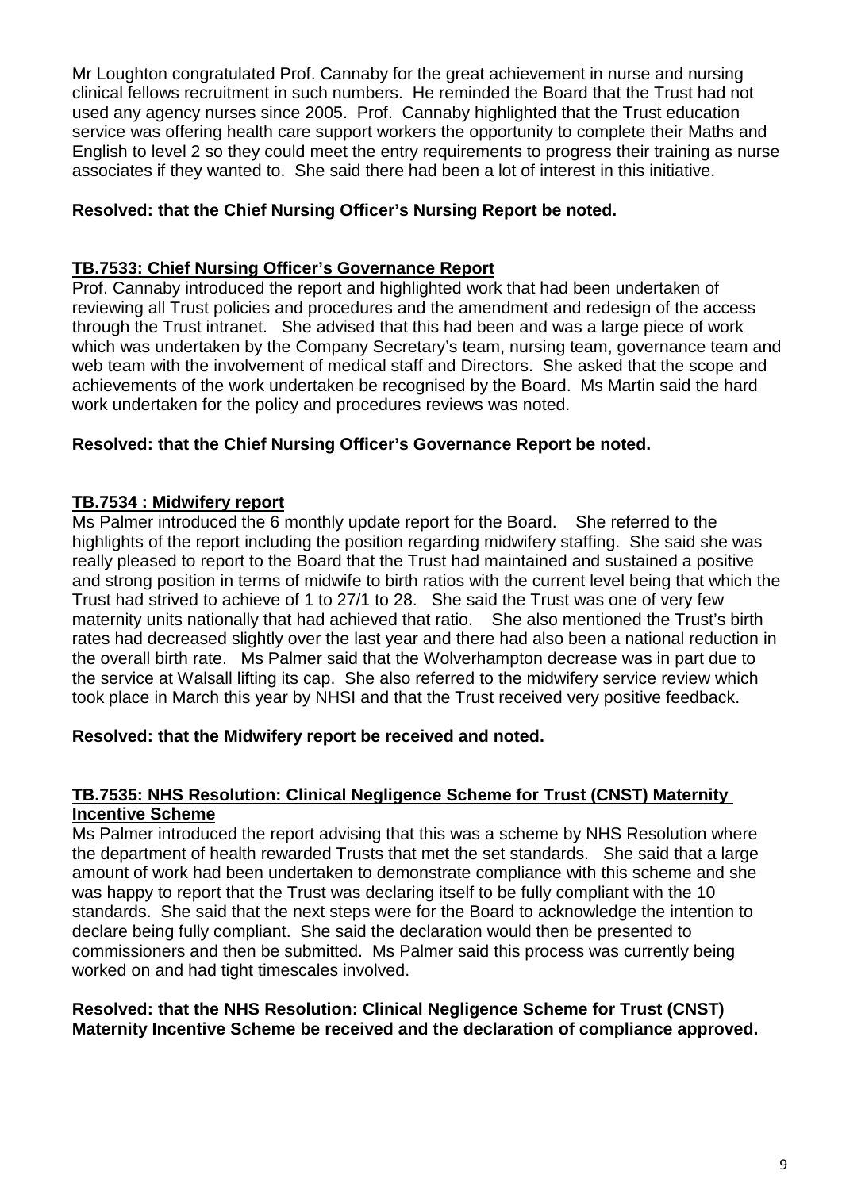Mr Loughton congratulated Prof. Cannaby for the great achievement in nurse and nursing clinical fellows recruitment in such numbers. He reminded the Board that the Trust had not used any agency nurses since 2005. Prof. Cannaby highlighted that the Trust education service was offering health care support workers the opportunity to complete their Maths and English to level 2 so they could meet the entry requirements to progress their training as nurse associates if they wanted to. She said there had been a lot of interest in this initiative.

**Resolved: that the Chief Nursing Officer's Nursing Report be noted.**

**TB.7533: Chief Nursing Officer's Governance Report**

Prof. Cannaby introduced the report and highlighted work that had been undertaken of reviewing all Trust policies and procedures and the amendment and redesign of the access through the Trust intranet. She advised that this had been and was a large piece of work which was undertaken by the Company Secretary's team, nursing team, governance team and web team with the involvement of medical staff and Directors. She asked that the scope and achievements of the work undertaken be recognised by the Board. Ms Martin said the hard work undertaken for the policy and procedures reviews was noted.

**Resolved: that the Chief Nursing Officer's Governance Report be noted.**

**TB.7534 : Midwifery report**

Ms Palmer introduced the 6 monthly update report for the Board. She referred to the highlights of the report including the position regarding midwifery staffing. She said she was really pleased to report to the Board that the Trust had maintained and sustained a positive and strong position in terms of midwife to birth ratios with the current level being that which the Trust had strived to achieve of 1 to 27/1 to 28. She said the Trust was one of very few maternity units nationally that had achieved that ratio. She also mentioned the Trust's birth rates had decreased slightly over the last year and there had also been a national reduction in the overall birth rate. Ms Palmer said that the Wolverhampton decrease was in part due to the service at Walsall lifting its cap. She also referred to the midwifery service review which took place in March this year by NHSI and that the Trust received very positive feedback.

**Resolved: that the Midwifery report be received and noted.**

**TB.7535: NHS Resolution: Clinical Negligence Scheme for Trust (CNST) Maternity Incentive Scheme**

Ms Palmer introduced the report advising that this was a scheme by NHS Resolution where the department of health rewarded Trusts that met the set standards. She said that a large amount of work had been undertaken to demonstrate compliance with this scheme and she was happy to report that the Trust was declaring itself to be fully compliant with the 10 standards. She said that the next steps were for the Board to acknowledge the intention to declare being fully compliant. She said the declaration would then be presented to commissioners and then be submitted. Ms Palmer said this process was currently being worked on and had tight timescales involved.

**Resolved: that the NHS Resolution: Clinical Negligence Scheme for Trust (CNST) Maternity Incentive Scheme be received and the declaration of compliance approved.**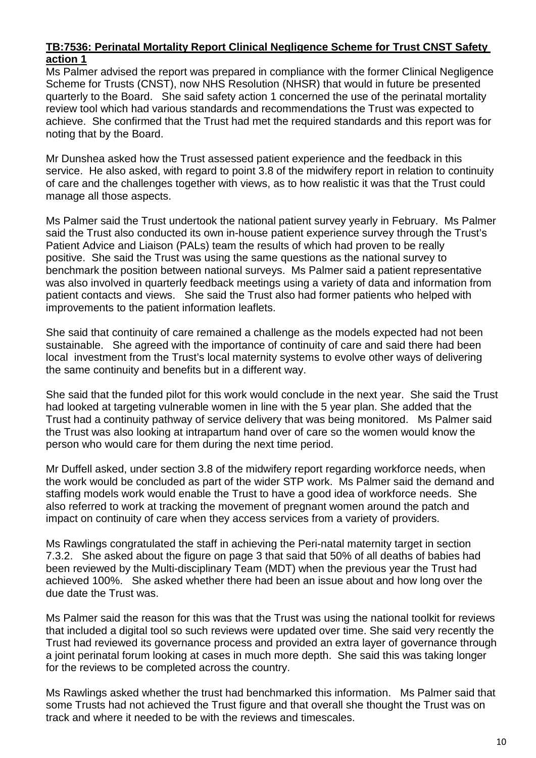**TB:7536: Perinatal Mortality Report Clinical Negligence Scheme for Trust CNST Safety action 1**

Ms Palmer advised the report was prepared in compliance with the former Clinical Negligence Scheme for Trusts (CNST), now NHS Resolution (NHSR) that would in future be presented quarterly to the Board. She said safety action 1 concerned the use of the perinatal mortality review tool which had various standards and recommendations the Trust was expected to achieve. She confirmed that the Trust had met the required standards and this report was for noting that by the Board.

Mr Dunshea asked how the Trust assessed patient experience and the feedback in this service. He also asked, with regard to point 3.8 of the midwifery report in relation to continuity of care and the challenges together with views, as to how realistic it was that the Trust could manage all those aspects.

Ms Palmer said the Trust undertook the national patient survey yearly in February. Ms Palmer said the Trust also conducted its own in-house patient experience survey through the Trust's Patient Advice and Liaison (PALs) team the results of which had proven to be really positive. She said the Trust was using the same questions as the national survey to benchmark the position between national surveys. Ms Palmer said a patient representative was also involved in quarterly feedback meetings using a variety of data and information from patient contacts and views. She said the Trust also had former patients who helped with improvements to the patient information leaflets.

She said that continuity of care remained a challenge as the models expected had not been sustainable. She agreed with the importance of continuity of care and said there had been local investment from the Trust's local maternity systems to evolve other ways of delivering the same continuity and benefits but in a different way.

She said that the funded pilot for this work would conclude in the next year. She said the Trust had looked at targeting vulnerable women in line with the 5 year plan. She added that the Trust had a continuity pathway of service delivery that was being monitored. Ms Palmer said the Trust was also looking at intrapartum hand over of care so the women would know the person who would care for them during the next time period.

Mr Duffell asked, under section 3.8 of the midwifery report regarding workforce needs, when the work would be concluded as part of the wider STP work. Ms Palmer said the demand and staffing models work would enable the Trust to have a good idea of workforce needs. She also referred to work at tracking the movement of pregnant women around the patch and impact on continuity of care when they access services from a variety of providers.

Ms Rawlings congratulated the staff in achieving the Peri-natal maternity target in section 7.3.2. She asked about the figure on page 3 that said that 50% of all deaths of babies had been reviewed by the Multi-disciplinary Team (MDT) when the previous year the Trust had achieved 100%. She asked whether there had been an issue about and how long over the due date the Trust was.

Ms Palmer said the reason for this was that the Trust was using the national toolkit for reviews that included a digital tool so such reviews were updated over time. She said very recently the Trust had reviewed its governance process and provided an extra layer of governance through a joint perinatal forum looking at cases in much more depth. She said this was taking longer for the reviews to be completed across the country.

Ms Rawlings asked whether the trust had benchmarked this information. Ms Palmer said that some Trusts had not achieved the Trust figure and that overall she thought the Trust was on track and where it needed to be with the reviews and timescales.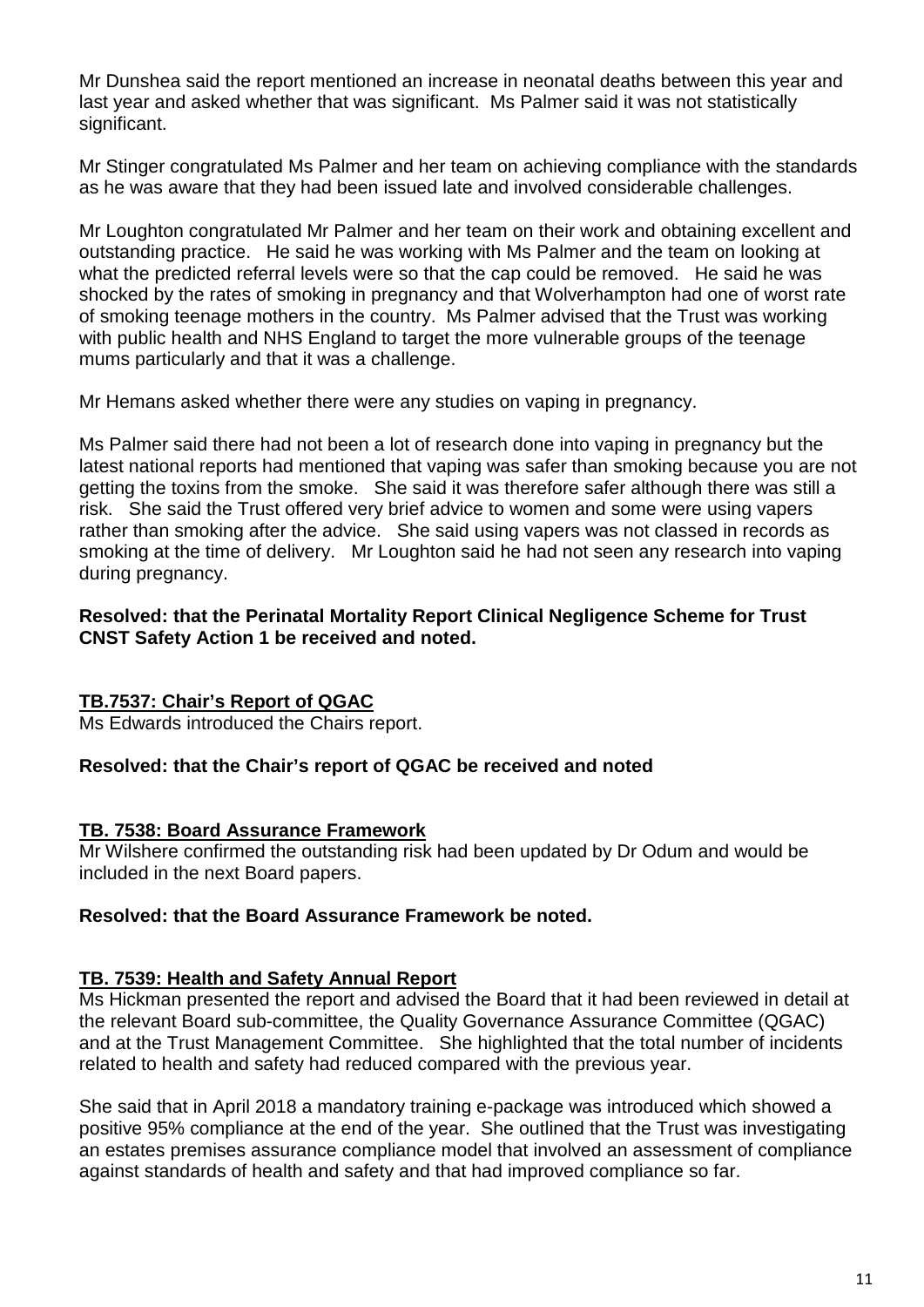Mr Dunshea said the report mentioned an increase in neonatal deaths between this year and last year and asked whether that was significant. Ms Palmer said it was not statistically significant.

Mr Stinger congratulated Ms Palmer and her team on achieving compliance with the standards as he was aware that they had been issued late and involved considerable challenges.

Mr Loughton congratulated Mr Palmer and her team on their work and obtaining excellent and outstanding practice. He said he was working with Ms Palmer and the team on looking at what the predicted referral levels were so that the cap could be removed. He said he was shocked by the rates of smoking in pregnancy and that Wolverhampton had one of worst rate of smoking teenage mothers in the country. Ms Palmer advised that the Trust was working with public health and NHS England to target the more vulnerable groups of the teenage mums particularly and that it was a challenge.

Mr Hemans asked whether there were any studies on vaping in pregnancy.

Ms Palmer said there had not been a lot of research done into vaping in pregnancy but the latest national reports had mentioned that vaping was safer than smoking because you are not getting the toxins from the smoke. She said it was therefore safer although there was still a risk. She said the Trust offered very brief advice to women and some were using vapers rather than smoking after the advice. She said using vapers was not classed in records as smoking at the time of delivery. Mr Loughton said he had not seen any research into vaping during pregnancy.

**Resolved: that the Perinatal Mortality Report Clinical Negligence Scheme for Trust CNST Safety Action 1 be received and noted.**

## TB.7537: Chair's Report of QGAC

Ms Edwards introduced the Chairs report.

**Resolved: that the Chair's report of QGAC be received and noted**

## TB. 7538: Board Assurance Framework

Mr Wilshere confirmed the outstanding risk had been updated by Dr Odum and would be included in the next Board papers.

**Resolved: that the Board Assurance Framework be noted.**

## TB. 7539: Health and Safety Annual Report

Ms Hickman presented the report and advised the Board that it had been reviewed in detail at the relevant Board sub-committee, the Quality Governance Assurance Committee (QGAC) and at the Trust Management Committee. She highlighted that the total number of incidents related to health and safety had reduced compared with the previous year.

She said that in April 2018 a mandatory training e-package was introduced which showed a positive 95% compliance at the end of the year. She outlined that the Trust was investigating an estates premises assurance compliance model that involved an assessment of compliance against standards of health and safety and that had improved compliance so far.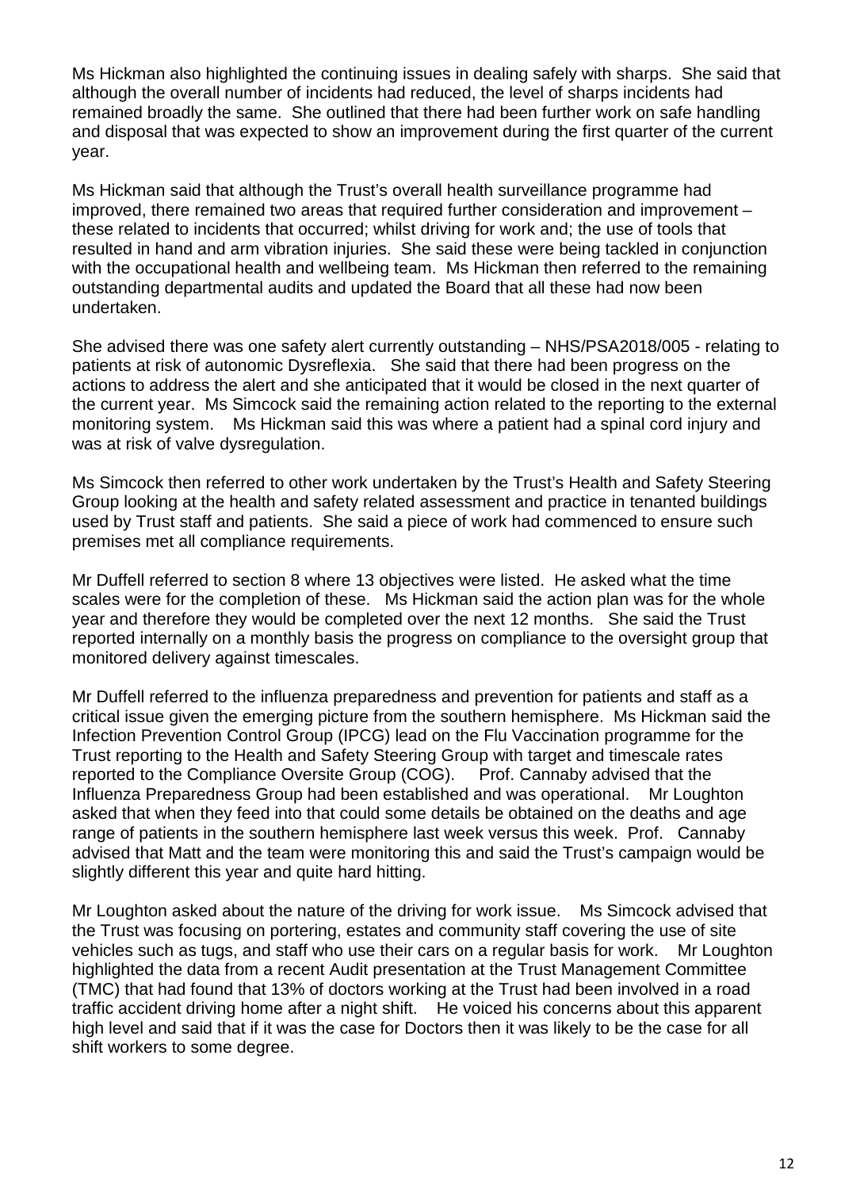Ms Hickman also highlighted the continuing issues in dealing safely with sharps. She said that although the overall number of incidents had reduced, the level of sharps incidents had remained broadly the same. She outlined that there had been further work on safe handling and disposal that was expected to show an improvement during the first quarter of the current year.

Ms Hickman said that although the Trust's overall health surveillance programme had improved, there remained two areas that required further consideration and improvement – these related to incidents that occurred; whilst driving for work and; the use of tools that resulted in hand and arm vibration injuries. She said these were being tackled in conjunction with the occupational health and wellbeing team. Ms Hickman then referred to the remaining outstanding departmental audits and updated the Board that all these had now been undertaken.

She advised there was one safety alert currently outstanding – NHS/PSA2018/005 - relating to patients at risk of autonomic Dysreflexia. She said that there had been progress on the actions to address the alert and she anticipated that it would be closed in the next quarter of the current year. Ms Simcock said the remaining action related to the reporting to the external monitoring system. Ms Hickman said this was where a patient had a spinal cord injury and was at risk of valve dysregulation.

Ms Simcock then referred to other work undertaken by the Trust's Health and Safety Steering Group looking at the health and safety related assessment and practice in tenanted buildings used by Trust staff and patients. She said a piece of work had commenced to ensure such premises met all compliance requirements.

Mr Duffell referred to section 8 where 13 objectives were listed. He asked what the time scales were for the completion of these. Ms Hickman said the action plan was for the whole year and therefore they would be completed over the next 12 months. She said the Trust reported internally on a monthly basis the progress on compliance to the oversight group that monitored delivery against timescales.

Mr Duffell referred to the influenza preparedness and prevention for patients and staff as a critical issue given the emerging picture from the southern hemisphere. Ms Hickman said the Infection Prevention Control Group (IPCG) lead on the Flu Vaccination programme for the Trust reporting to the Health and Safety Steering Group with target and timescale rates reported to the Compliance Oversite Group (COG). Prof. Cannaby advised that the Influenza Preparedness Group had been established and was operational. Mr Loughton asked that when they feed into that could some details be obtained on the deaths and age range of patients in the southern hemisphere last week versus this week. Prof. Cannaby advised that Matt and the team were monitoring this and said the Trust's campaign would be slightly different this year and quite hard hitting.

Mr Loughton asked about the nature of the driving for work issue. Ms Simcock advised that the Trust was focusing on portering, estates and community staff covering the use of site vehicles such as tugs, and staff who use their cars on a regular basis for work. Mr Loughton highlighted the data from a recent Audit presentation at the Trust Management Committee (TMC) that had found that 13% of doctors working at the Trust had been involved in a road traffic accident driving home after a night shift. He voiced his concerns about this apparent high level and said that if it was the case for Doctors then it was likely to be the case for all shift workers to some degree.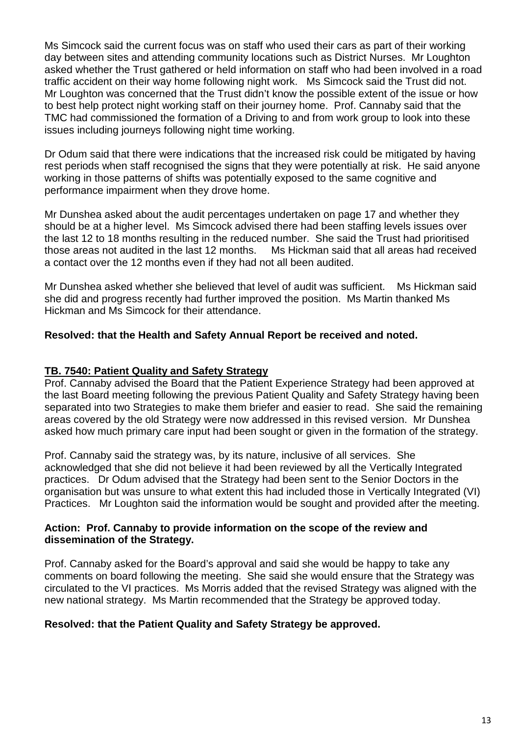Ms Simcock said the current focus was on staff who used their cars as part of their working day between sites and attending community locations such as District Nurses. Mr Loughton asked whether the Trust gathered or held information on staff who had been involved in a road traffic accident on their way home following night work. Ms Simcock said the Trust did not. Mr Loughton was concerned that the Trust didn't know the possible extent of the issue or how to best help protect night working staff on their journey home. Prof. Cannaby said that the TMC had commissioned the formation of a Driving to and from work group to look into these issues including journeys following night time working.

Dr Odum said that there were indications that the increased risk could be mitigated by having rest periods when staff recognised the signs that they were potentially at risk. He said anyone working in those patterns of shifts was potentially exposed to the same cognitive and performance impairment when they drove home.

Mr Dunshea asked about the audit percentages undertaken on page 17 and whether they should be at a higher level. Ms Simcock advised there had been staffing levels issues over the last 12 to 18 months resulting in the reduced number. She said the Trust had prioritised those areas not audited in the last 12 months. Ms Hickman said that all areas had received a contact over the 12 months even if they had not all been audited.

Mr Dunshea asked whether she believed that level of audit was sufficient. Ms Hickman said she did and progress recently had further improved the position. Ms Martin thanked Ms Hickman and Ms Simcock for their attendance.

**Resolved: that the Health and Safety Annual Report be received and noted.**

**<u>TB. 7540: Patient Quality and Safety Strategy</u>**

Prof. Cannaby advised the Board that the Patient Experience Strategy had been approved at the last Board meeting following the previous Patient Quality and Safety Strategy having been separated into two Strategies to make them briefer and easier to read. She said the remaining areas covered by the old Strategy were now addressed in this revised version. Mr Dunshea asked how much primary care input had been sought or given in the formation of the strategy.

Prof. Cannaby said the strategy was, by its nature, inclusive of all services. She acknowledged that she did not believe it had been reviewed by all the Vertically Integrated practices. Dr Odum advised that the Strategy had been sent to the Senior Doctors in the organisation but was unsure to what extent this had included those in Vertically Integrated (VI) Practices. Mr Loughton said the information would be sought and provided after the meeting.

**Action: Prof. Cannaby to provide information on the scope of the review and dissemination of the Strategy.**

Prof. Cannaby asked for the Board's approval and said she would be happy to take any comments on board following the meeting. She said she would ensure that the Strategy was circulated to the VI practices. Ms Morris added that the revised Strategy was aligned with the new national strategy. Ms Martin recommended that the Strategy be approved today.

**Resolved: that the Patient Quality and Safety Strategy be approved.**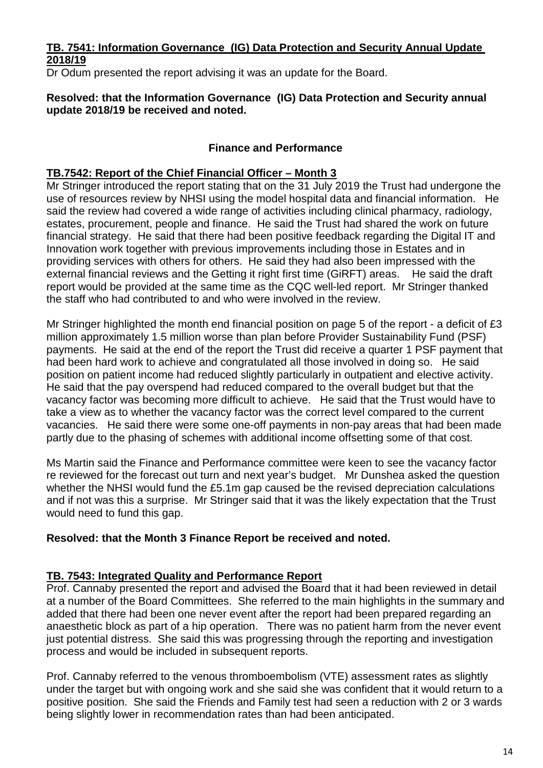**TB. 7541: Information Governance (IG) Data Protection and Security Annual Update 2018/19**

Dr Odum presented the report advising it was an update for the Board.

**Resolved: that the Information Governance (IG) Data Protection and Security annual update 2018/19 be received and noted.**

## Finance and Performance

**TB.7542: Report of the Chief Financial Officer – Month 3**

Mr Stringer introduced the report stating that on the 31 July 2019 the Trust had undergone the use of resources review by NHSI using the model hospital data and financial information. He said the review had covered a wide range of activities including clinical pharmacy, radiology, estates, procurement, people and finance. He said the Trust had shared the work on future financial strategy. He said that there had been positive feedback regarding the Digital IT and Innovation work together with previous improvements including those in Estates and in providing services with others for others. He said they had also been impressed with the external financial reviews and the Getting it right first time (GiRFT) areas. He said the draft report would be provided at the same time as the CQC well-led report. Mr Stringer thanked the staff who had contributed to and who were involved in the review.

Mr Stringer highlighted the month end financial position on page 5 of the report - a deficit of £3 million approximately 1.5 million worse than plan before Provider Sustainability Fund (PSF) payments. He said at the end of the report the Trust did receive a quarter 1 PSF payment that had been hard work to achieve and congratulated all those involved in doing so. He said position on patient income had reduced slightly particularly in outpatient and elective activity. He said that the pay overspend had reduced compared to the overall budget but that the vacancy factor was becoming more difficult to achieve. He said that the Trust would have to take a view as to whether the vacancy factor was the correct level compared to the current vacancies. He said there were some one-off payments in non-pay areas that had been made partly due to the phasing of schemes with additional income offsetting some of that cost.

Ms Martin said the Finance and Performance committee were keen to see the vacancy factor re reviewed for the forecast out turn and next year's budget. Mr Dunshea asked the question whether the NHSI would fund the £5.1m gap caused be the revised depreciation calculations and if not was this a surprise. Mr Stringer said that it was the likely expectation that the Trust would need to fund this gap.

**Resolved: that the Month 3 Finance Report be received and noted.**

**TB. 7543: Integrated Quality and Performance Report**

Prof. Cannaby presented the report and advised the Board that it had been reviewed in detail at a number of the Board Committees. She referred to the main highlights in the summary and added that there had been one never event after the report had been prepared regarding an anaesthetic block as part of a hip operation. There was no patient harm from the never event just potential distress. She said this was progressing through the reporting and investigation process and would be included in subsequent reports.

Prof. Cannaby referred to the venous thromboembolism (VTE) assessment rates as slightly under the target but with ongoing work and she said she was confident that it would return to a positive position. She said the Friends and Family test had seen a reduction with 2 or 3 wards being slightly lower in recommendation rates than had been anticipated.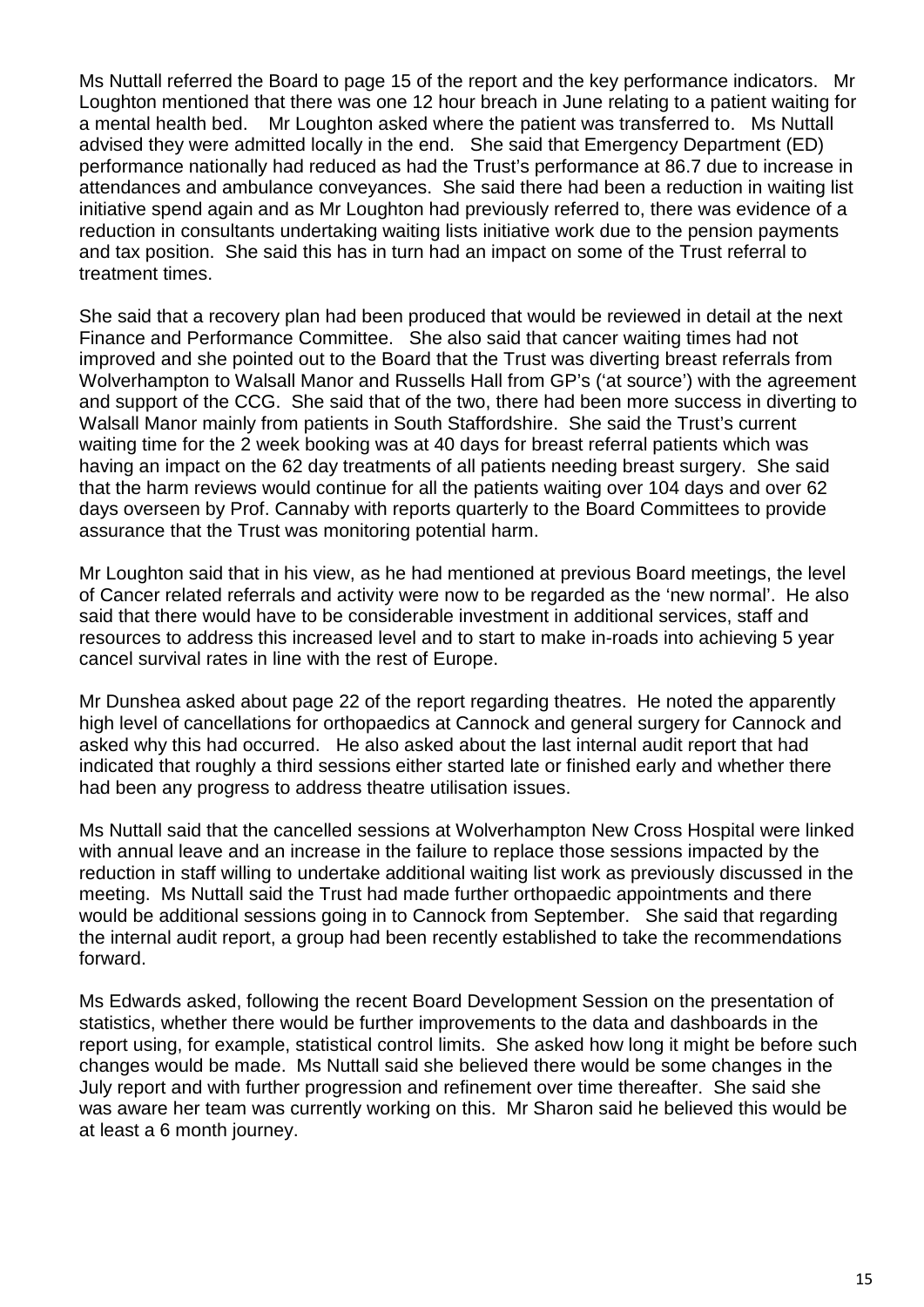Ms Nuttall referred the Board to page 15 of the report and the key performance indicators. Mr Loughton mentioned that there was one 12 hour breach in June relating to a patient waiting for a mental health bed. Mr Loughton asked where the patient was transferred to. Ms Nuttall advised they were admitted locally in the end. She said that Emergency Department (ED) performance nationally had reduced as had the Trust's performance at 86.7 due to increase in attendances and ambulance conveyances. She said there had been a reduction in waiting list initiative spend again and as Mr Loughton had previously referred to, there was evidence of a reduction in consultants undertaking waiting lists initiative work due to the pension payments and tax position. She said this has in turn had an impact on some of the Trust referral to treatment times.

She said that a recovery plan had been produced that would be reviewed in detail at the next Finance and Performance Committee. She also said that cancer waiting times had not improved and she pointed out to the Board that the Trust was diverting breast referrals from Wolverhampton to Walsall Manor and Russells Hall from GP's ('at source') with the agreement and support of the CCG. She said that of the two, there had been more success in diverting to Walsall Manor mainly from patients in South Staffordshire. She said the Trust's current waiting time for the 2 week booking was at 40 days for breast referral patients which was having an impact on the 62 day treatments of all patients needing breast surgery. She said that the harm reviews would continue for all the patients waiting over 104 days and over 62 days overseen by Prof. Cannaby with reports quarterly to the Board Committees to provide assurance that the Trust was monitoring potential harm.

Mr Loughton said that in his view, as he had mentioned at previous Board meetings, the level of Cancer related referrals and activity were now to be regarded as the 'new normal'. He also said that there would have to be considerable investment in additional services, staff and resources to address this increased level and to start to make in-roads into achieving 5 year cancel survival rates in line with the rest of Europe.

Mr Dunshea asked about page 22 of the report regarding theatres. He noted the apparently high level of cancellations for orthopaedics at Cannock and general surgery for Cannock and asked why this had occurred. He also asked about the last internal audit report that had indicated that roughly a third sessions either started late or finished early and whether there had been any progress to address theatre utilisation issues.

Ms Nuttall said that the cancelled sessions at Wolverhampton New Cross Hospital were linked with annual leave and an increase in the failure to replace those sessions impacted by the reduction in staff willing to undertake additional waiting list work as previously discussed in the meeting. Ms Nuttall said the Trust had made further orthopaedic appointments and there would be additional sessions going in to Cannock from September. She said that regarding the internal audit report, a group had been recently established to take the recommendations forward.

Ms Edwards asked, following the recent Board Development Session on the presentation of statistics, whether there would be further improvements to the data and dashboards in the report using, for example, statistical control limits. She asked how long it might be before such changes would be made. Ms Nuttall said she believed there would be some changes in the July report and with further progression and refinement over time thereafter. She said she was aware her team was currently working on this. Mr Sharon said he believed this would be at least a 6 month journey.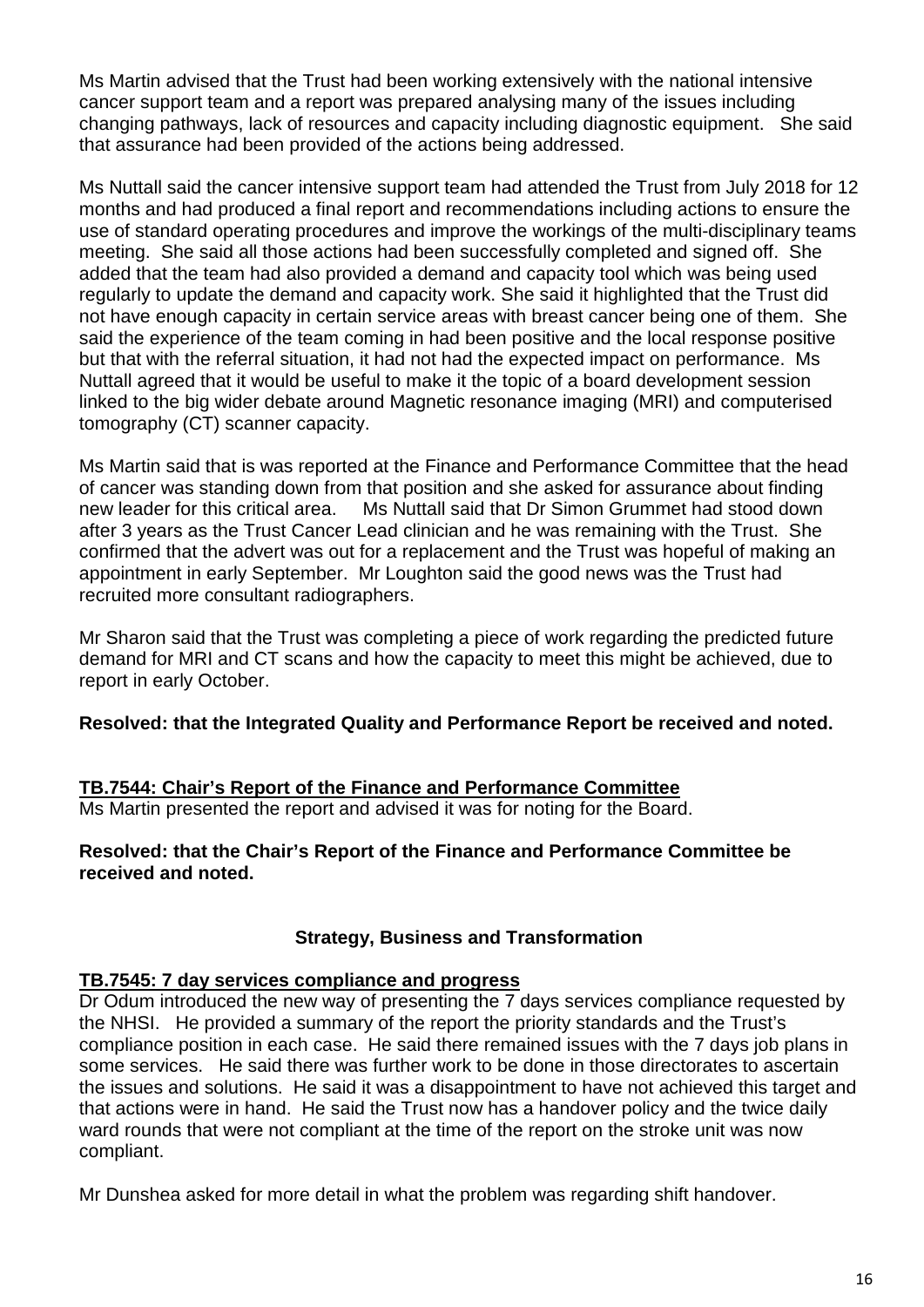Ms Martin advised that the Trust had been working extensively with the national intensive cancer support team and a report was prepared analysing many of the issues including changing pathways, lack of resources and capacity including diagnostic equipment. She said that assurance had been provided of the actions being addressed.

Ms Nuttall said the cancer intensive support team had attended the Trust from July 2018 for 12 months and had produced a final report and recommendations including actions to ensure the use of standard operating procedures and improve the workings of the multi-disciplinary teams meeting. She said all those actions had been successfully completed and signed off. She added that the team had also provided a demand and capacity tool which was being used regularly to update the demand and capacity work. She said it highlighted that the Trust did not have enough capacity in certain service areas with breast cancer being one of them. She said the experience of the team coming in had been positive and the local response positive but that with the referral situation, it had not had the expected impact on performance. Ms Nuttall agreed that it would be useful to make it the topic of a board development session linked to the big wider debate around Magnetic resonance imaging (MRI) and computerised tomography (CT) scanner capacity.

Ms Martin said that is was reported at the Finance and Performance Committee that the head of cancer was standing down from that position and she asked for assurance about finding new leader for this critical area. Ms Nuttall said that Dr Simon Grummet had stood down after 3 years as the Trust Cancer Lead clinician and he was remaining with the Trust. She confirmed that the advert was out for a replacement and the Trust was hopeful of making an appointment in early September. Mr Loughton said the good news was the Trust had recruited more consultant radiographers.

Mr Sharon said that the Trust was completing a piece of work regarding the predicted future demand for MRI and CT scans and how the capacity to meet this might be achieved, due to report in early October.

**Resolved: that the Integrated Quality and Performance Report be received and noted.**

**TB.7544: Chair's Report of the Finance and Performance Committee**

Ms Martin presented the report and advised it was for noting for the Board.

**Resolved: that the Chair's Report of the Finance and Performance Committee be received and noted.**

## Strategy, Business and Transformation

**TB.7545: 7 day services compliance and progress**

Dr Odum introduced the new way of presenting the 7 days services compliance requested by the NHSI. He provided a summary of the report the priority standards and the Trust's compliance position in each case. He said there remained issues with the 7 days job plans in some services. He said there was further work to be done in those directorates to ascertain the issues and solutions. He said it was a disappointment to have not achieved this target and that actions were in hand. He said the Trust now has a handover policy and the twice daily ward rounds that were not compliant at the time of the report on the stroke unit was now compliant.

Mr Dunshea asked for more detail in what the problem was regarding shift handover.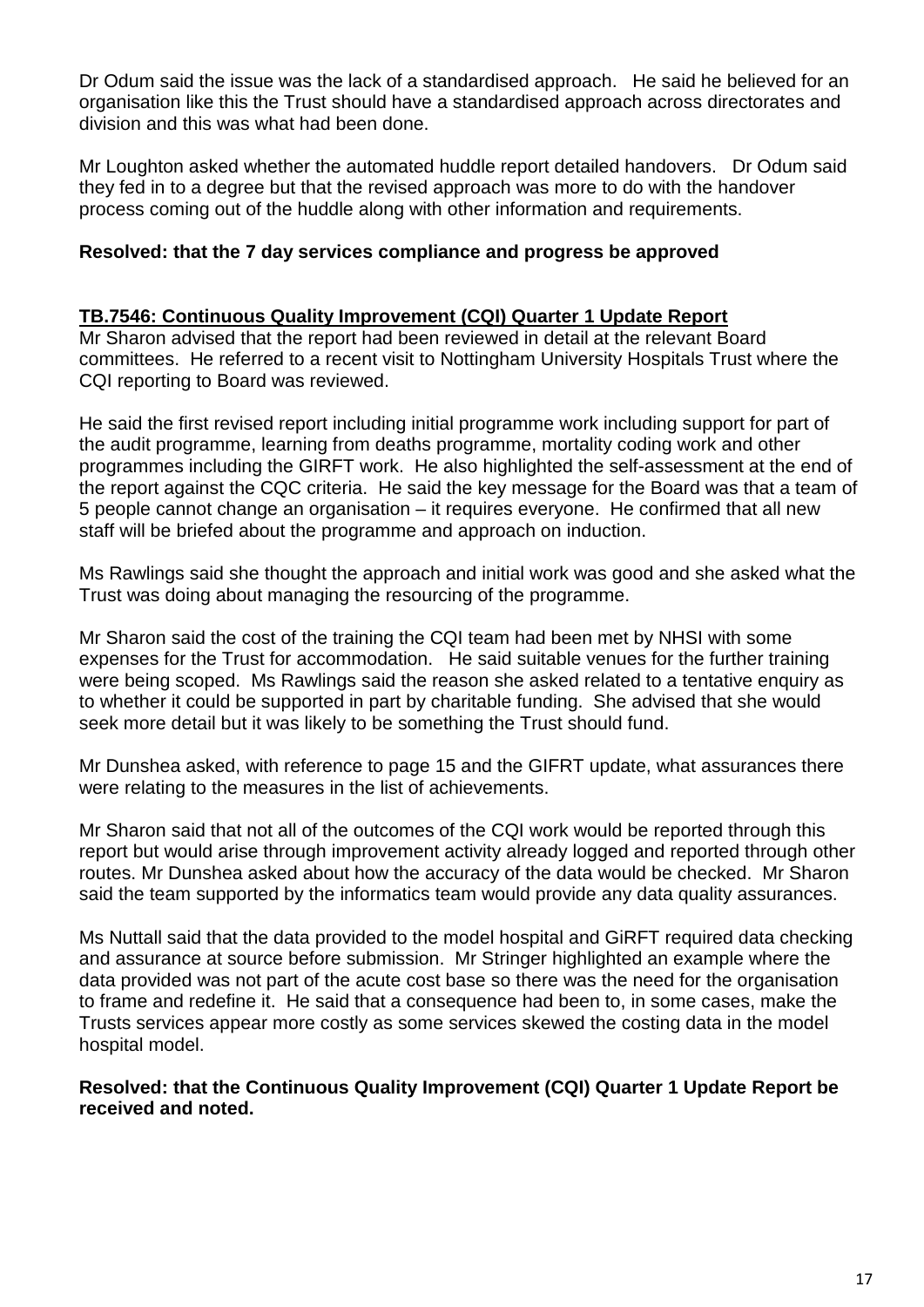Dr Odum said the issue was the lack of a standardised approach. He said he believed for an organisation like this the Trust should have a standardised approach across directorates and division and this was what had been done.

Mr Loughton asked whether the automated huddle report detailed handovers. Dr Odum said they fed in to a degree but that the revised approach was more to do with the handover process coming out of the huddle along with other information and requirements.

**Resolved: that the 7 day services compliance and progress be approved**

**TB.7546: Continuous Quality Improvement (CQI) Quarter 1 Update Report**

Mr Sharon advised that the report had been reviewed in detail at the relevant Board committees. He referred to a recent visit to Nottingham University Hospitals Trust where the CQI reporting to Board was reviewed.

He said the first revised report including initial programme work including support for part of the audit programme, learning from deaths programme, mortality coding work and other programmes including the GIRFT work. He also highlighted the self-assessment at the end of the report against the CQC criteria. He said the key message for the Board was that a team of 5 people cannot change an organisation – it requires everyone. He confirmed that all new staff will be briefed about the programme and approach on induction.

Ms Rawlings said she thought the approach and initial work was good and she asked what the Trust was doing about managing the resourcing of the programme.

Mr Sharon said the cost of the training the CQI team had been met by NHSI with some expenses for the Trust for accommodation. He said suitable venues for the further training were being scoped. Ms Rawlings said the reason she asked related to a tentative enquiry as to whether it could be supported in part by charitable funding. She advised that she would seek more detail but it was likely to be something the Trust should fund.

Mr Dunshea asked, with reference to page 15 and the GIFRT update, what assurances there were relating to the measures in the list of achievements.

Mr Sharon said that not all of the outcomes of the CQI work would be reported through this report but would arise through improvement activity already logged and reported through other routes. Mr Dunshea asked about how the accuracy of the data would be checked. Mr Sharon said the team supported by the informatics team would provide any data quality assurances.

Ms Nuttall said that the data provided to the model hospital and GiRFT required data checking and assurance at source before submission. Mr Stringer highlighted an example where the data provided was not part of the acute cost base so there was the need for the organisation to frame and redefine it. He said that a consequence had been to, in some cases, make the Trusts services appear more costly as some services skewed the costing data in the model hospital model.

**Resolved: that the Continuous Quality Improvement (CQI) Quarter 1 Update Report be received and noted.**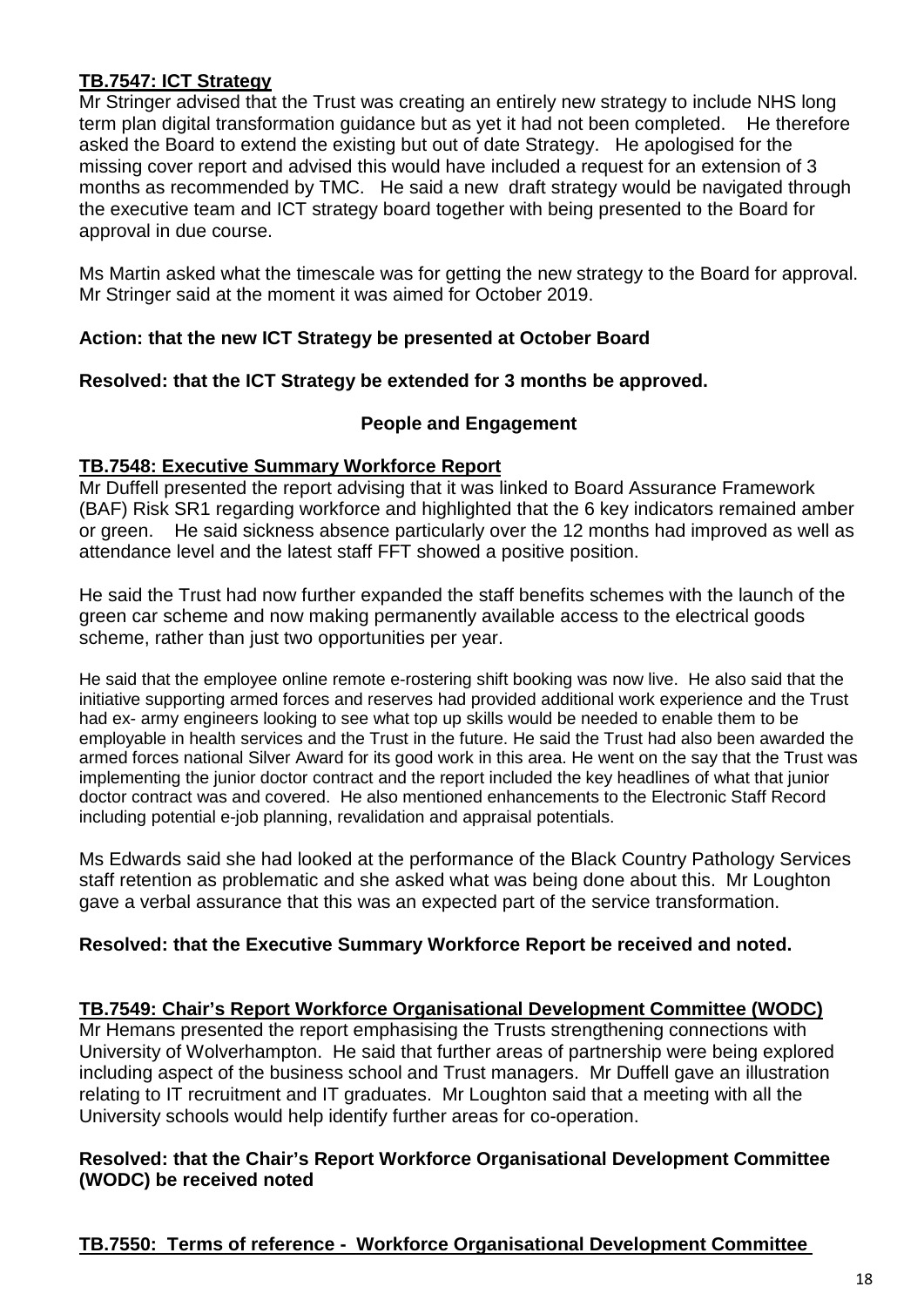**TB.7547: ICT Strategy**

Mr Stringer advised that the Trust was creating an entirely new strategy to include NHS long term plan digital transformation guidance but as yet it had not been completed. He therefore asked the Board to extend the existing but out of date Strategy. He apologised for the missing cover report and advised this would have included a request for an extension of 3 months as recommended by TMC. He said a new draft strategy would be navigated through the executive team and ICT strategy board together with being presented to the Board for approval in due course.

Ms Martin asked what the timescale was for getting the new strategy to the Board for approval. Mr Stringer said at the moment it was aimed for October 2019.

**Action: that the new ICT Strategy be presented at October Board**

**Resolved: that the ICT Strategy be extended for 3 months be approved.**

**People and Engagement**

**TB.7548: Executive Summary Workforce Report**

Mr Duffell presented the report advising that it was linked to Board Assurance Framework (BAF) Risk SR1 regarding workforce and highlighted that the 6 key indicators remained amber or green. He said sickness absence particularly over the 12 months had improved as well as attendance level and the latest staff FFT showed a positive position.

He said the Trust had now further expanded the staff benefits schemes with the launch of the green car scheme and now making permanently available access to the electrical goods scheme, rather than just two opportunities per year.

He said that the employee online remote e-rostering shift booking was now live. He also said that the initiative supporting armed forces and reserves had provided additional work experience and the Trust had ex- army engineers looking to see what top up skills would be needed to enable them to be employable in health services and the Trust in the future. He said the Trust had also been awarded the armed forces national Silver Award for its good work in this area. He went on the say that the Trust was implementing the junior doctor contract and the report included the key headlines of what that junior doctor contract was and covered. He also mentioned enhancements to the Electronic Staff Record including potential e-job planning, revalidation and appraisal potentials.

Ms Edwards said she had looked at the performance of the Black Country Pathology Services staff retention as problematic and she asked what was being done about this. Mr Loughton gave a verbal assurance that this was an expected part of the service transformation.

**Resolved: that the Executive Summary Workforce Report be received and noted.**

**TB.7549: Chair's Report Workforce Organisational Development Committee (WODC)**

Mr Hemans presented the report emphasising the Trusts strengthening connections with University of Wolverhampton. He said that further areas of partnership were being explored including aspect of the business school and Trust managers. Mr Duffell gave an illustration relating to IT recruitment and IT graduates. Mr Loughton said that a meeting with all the University schools would help identify further areas for co-operation.

**Resolved: that the Chair's Report Workforce Organisational Development Committee (WODC) be received noted**

**TB.7550: Terms of reference - Workforce Organisational Development Committee**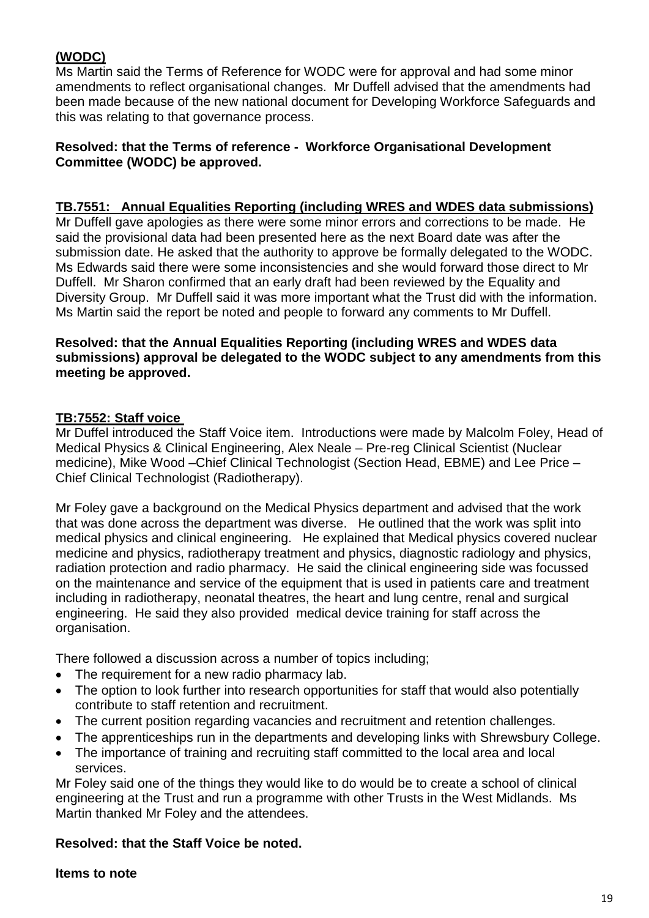**(WODC)**

Ms Martin said the Terms of Reference for WODC were for approval and had some minor amendments to reflect organisational changes. Mr Duffell advised that the amendments had been made because of the new national document for Developing Workforce Safeguards and this was relating to that governance process.

**Resolved: that the Terms of reference - Workforce Organisational Development Committee (WODC) be approved.**

**TB.7551: Annual Equalities Reporting (including WRES and WDES data submissions)**

Mr Duffell gave apologies as there were some minor errors and corrections to be made. He said the provisional data had been presented here as the next Board date was after the submission date. He asked that the authority to approve be formally delegated to the WODC. Ms Edwards said there were some inconsistencies and she would forward those direct to Mr Duffell. Mr Sharon confirmed that an early draft had been reviewed by the Equality and Diversity Group. Mr Duffell said it was more important what the Trust did with the information. Ms Martin said the report be noted and people to forward any comments to Mr Duffell.

**Resolved: that the Annual Equalities Reporting (including WRES and WDES data submissions) approval be delegated to the WODC subject to any amendments from this meeting be approved.**

**TB:7552: Staff voice**

Mr Duffel introduced the Staff Voice item. Introductions were made by Malcolm Foley, Head of Medical Physics & Clinical Engineering, Alex Neale – Pre-reg Clinical Scientist (Nuclear medicine), Mike Wood –Chief Clinical Technologist (Section Head, EBME) and Lee Price – Chief Clinical Technologist (Radiotherapy).

Mr Foley gave a background on the Medical Physics department and advised that the work that was done across the department was diverse. He outlined that the work was split into medical physics and clinical engineering. He explained that Medical physics covered nuclear medicine and physics, radiotherapy treatment and physics, diagnostic radiology and physics, radiation protection and radio pharmacy. He said the clinical engineering side was focussed on the maintenance and service of the equipment that is used in patients care and treatment including in radiotherapy, neonatal theatres, the heart and lung centre, renal and surgical engineering. He said they also provided medical device training for staff across the organisation.

There followed a discussion across a number of topics including;

- The requirement for a new radio pharmacy lab.
- The option to look further into research opportunities for staff that would also potentially contribute to staff retention and recruitment.
- The current position regarding vacancies and recruitment and retention challenges.
- The apprenticeships run in the departments and developing links with Shrewsbury College.
- The importance of training and recruiting staff committed to the local area and local services.

Mr Foley said one of the things they would like to do would be to create a school of clinical engineering at the Trust and run a programme with other Trusts in the West Midlands. Ms Martin thanked Mr Foley and the attendees.

**Resolved: that the Staff Voice be noted.**

**Items to note**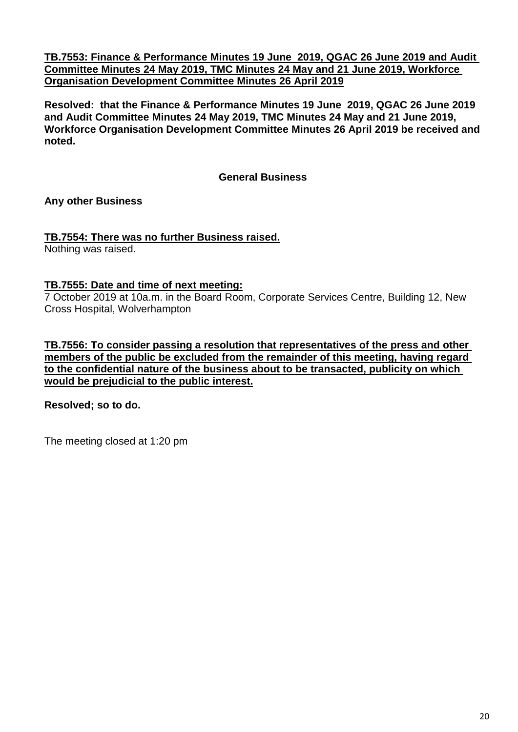**TB.7553: Finance & Performance Minutes 19 June  2019, QGAC 26 June 2019 and Audit Committee Minutes 24 May 2019, TMC Minutes 24 May and 21 June 2019, Workforce Organisation Development Committee Minutes 26 April 2019**

**Resolved:  that the Finance & Performance Minutes 19 June  2019, QGAC 26 June 2019 and Audit Committee Minutes 24 May 2019, TMC Minutes 24 May and 21 June 2019, Workforce Organisation Development Committee Minutes 26 April 2019 be received and noted.**

## General Business

**Any other Business**

**TB.7554: There was no further Business raised.**

Nothing was raised.

**TB.7555: Date and time of next meeting:**

7 October 2019 at 10a.m. in the Board Room, Corporate Services Centre, Building 12, New Cross Hospital, Wolverhampton

**TB.7556: To consider passing a resolution that representatives of the press and other members of the public be excluded from the remainder of this meeting, having regard to the confidential nature of the business about to be transacted, publicity on which would be prejudicial to the public interest.**

**Resolved; so to do.**

The meeting closed at 1:20 pm